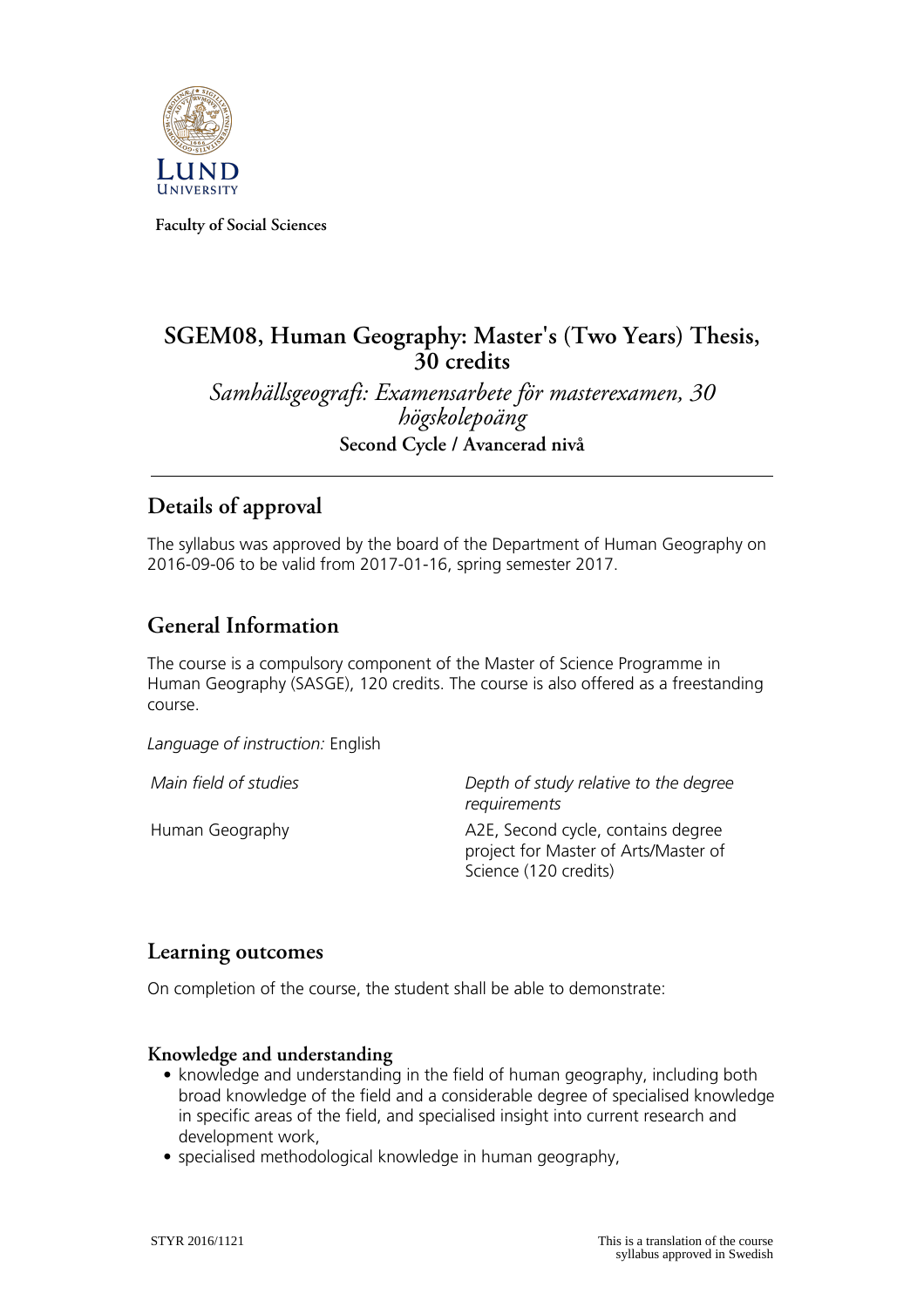Faculty of Social Sciences

# SGEM08, Human Geography: Master's (Two Years) Thesis, 30 credits

*Samhällsgeografi: Examensarbete för masterexamen, 30 högskolepoäng*

**Second Cycle / Avancerad nivå**

## Details of approval

The syllabus was approved by the board of the Department of Human Geography on 2016-09-06 to be valid from 2017-01-16, spring semester 2017.

## General Information

The course is a compulsory component of the Master of Science Programme in Human Geography (SASGE), 120 credits. The course is also offered as a freestanding course.

*Language of instruction:* English

| *Main field of studies* | *Depth of study relative to the degree requirements* |
|---|---|
| Human Geography | A2E, Second cycle, contains degree project for Master of Arts/Master of Science (120 credits) |

## Learning outcomes

On completion of the course, the student shall be able to demonstrate:

### Knowledge and understanding

- knowledge and understanding in the field of human geography, including both broad knowledge of the field and a considerable degree of specialised knowledge in specific areas of the field, and specialised insight into current research and development work,
- specialised methodological knowledge in human geography,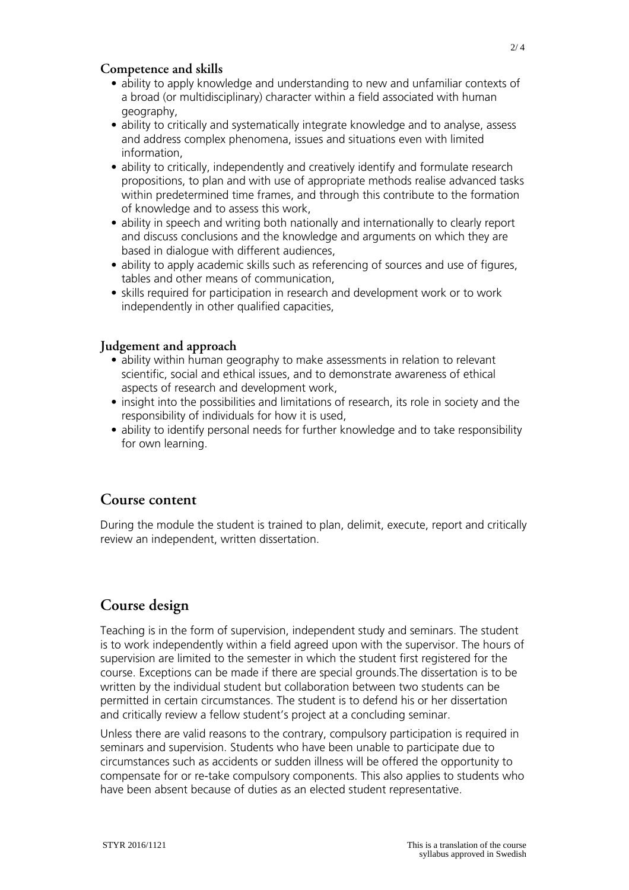### Competence and skills

- ability to apply knowledge and understanding to new and unfamiliar contexts of a broad (or multidisciplinary) character within a field associated with human geography,
- ability to critically and systematically integrate knowledge and to analyse, assess and address complex phenomena, issues and situations even with limited information,
- ability to critically, independently and creatively identify and formulate research propositions, to plan and with use of appropriate methods realise advanced tasks within predetermined time frames, and through this contribute to the formation of knowledge and to assess this work,
- ability in speech and writing both nationally and internationally to clearly report and discuss conclusions and the knowledge and arguments on which they are based in dialogue with different audiences,
- ability to apply academic skills such as referencing of sources and use of figures, tables and other means of communication,
- skills required for participation in research and development work or to work independently in other qualified capacities,

### Judgement and approach

- ability within human geography to make assessments in relation to relevant scientific, social and ethical issues, and to demonstrate awareness of ethical aspects of research and development work,
- insight into the possibilities and limitations of research, its role in society and the responsibility of individuals for how it is used,
- ability to identify personal needs for further knowledge and to take responsibility for own learning.

## Course content

During the module the student is trained to plan, delimit, execute, report and critically review an independent, written dissertation.

## Course design

Teaching is in the form of supervision, independent study and seminars. The student is to work independently within a field agreed upon with the supervisor. The hours of supervision are limited to the semester in which the student first registered for the course. Exceptions can be made if there are special grounds.The dissertation is to be written by the individual student but collaboration between two students can be permitted in certain circumstances. The student is to defend his or her dissertation and critically review a fellow student's project at a concluding seminar.

Unless there are valid reasons to the contrary, compulsory participation is required in seminars and supervision. Students who have been unable to participate due to circumstances such as accidents or sudden illness will be offered the opportunity to compensate for or re-take compulsory components. This also applies to students who have been absent because of duties as an elected student representative.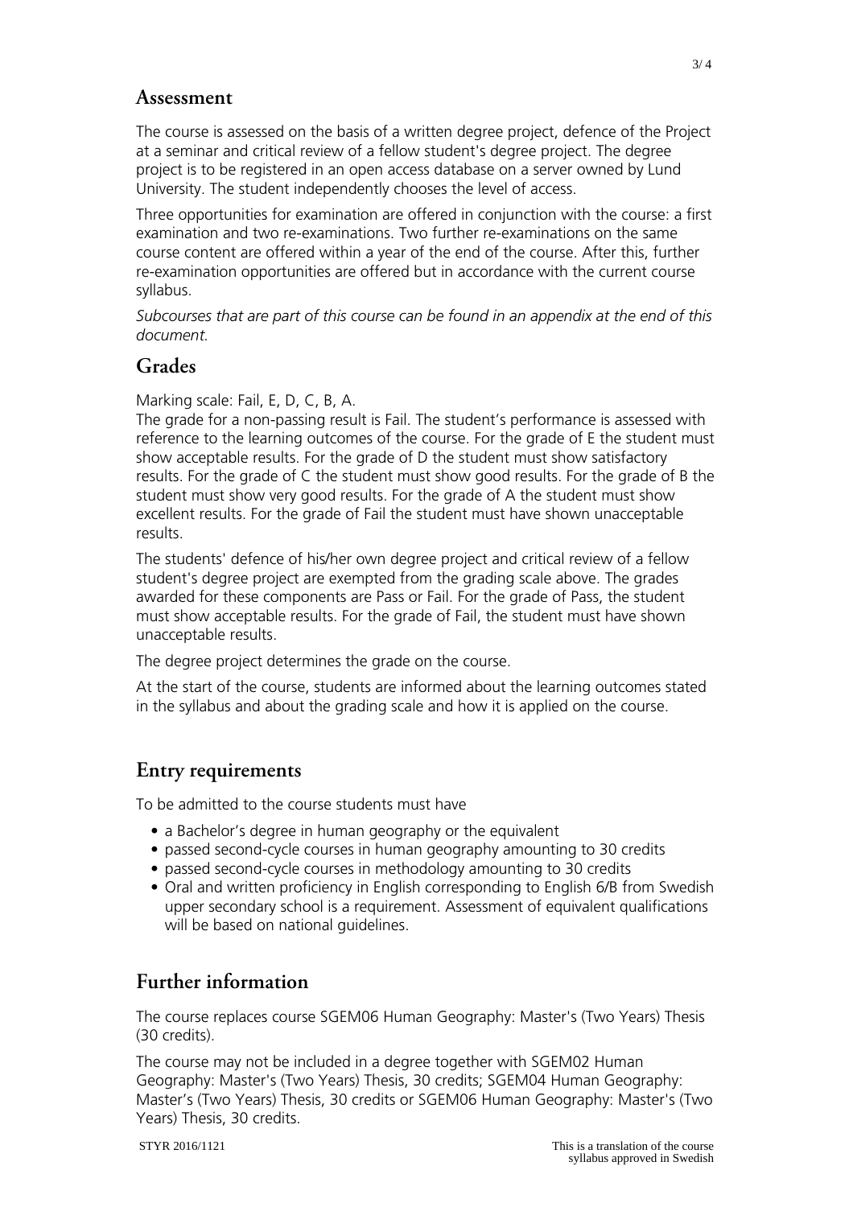## Assessment

The course is assessed on the basis of a written degree project, defence of the Project at a seminar and critical review of a fellow student's degree project. The degree project is to be registered in an open access database on a server owned by Lund University. The student independently chooses the level of access.

Three opportunities for examination are offered in conjunction with the course: a first examination and two re-examinations. Two further re-examinations on the same course content are offered within a year of the end of the course. After this, further re-examination opportunities are offered but in accordance with the current course syllabus.

*Subcourses that are part of this course can be found in an appendix at the end of this document.*

## Grades

Marking scale: Fail, E, D, C, B, A.
The grade for a non-passing result is Fail. The student's performance is assessed with reference to the learning outcomes of the course. For the grade of E the student must show acceptable results. For the grade of D the student must show satisfactory results. For the grade of C the student must show good results. For the grade of B the student must show very good results. For the grade of A the student must show excellent results. For the grade of Fail the student must have shown unacceptable results.

The students' defence of his/her own degree project and critical review of a fellow student's degree project are exempted from the grading scale above. The grades awarded for these components are Pass or Fail. For the grade of Pass, the student must show acceptable results. For the grade of Fail, the student must have shown unacceptable results.

The degree project determines the grade on the course.

At the start of the course, students are informed about the learning outcomes stated in the syllabus and about the grading scale and how it is applied on the course.

## Entry requirements

To be admitted to the course students must have

- a Bachelor's degree in human geography or the equivalent
- passed second-cycle courses in human geography amounting to 30 credits
- passed second-cycle courses in methodology amounting to 30 credits
- Oral and written proficiency in English corresponding to English 6/B from Swedish upper secondary school is a requirement. Assessment of equivalent qualifications will be based on national guidelines.

## Further information

The course replaces course SGEM06 Human Geography: Master's (Two Years) Thesis (30 credits).

The course may not be included in a degree together with SGEM02 Human Geography: Master's (Two Years) Thesis, 30 credits; SGEM04 Human Geography: Master's (Two Years) Thesis, 30 credits or SGEM06 Human Geography: Master's (Two Years) Thesis, 30 credits.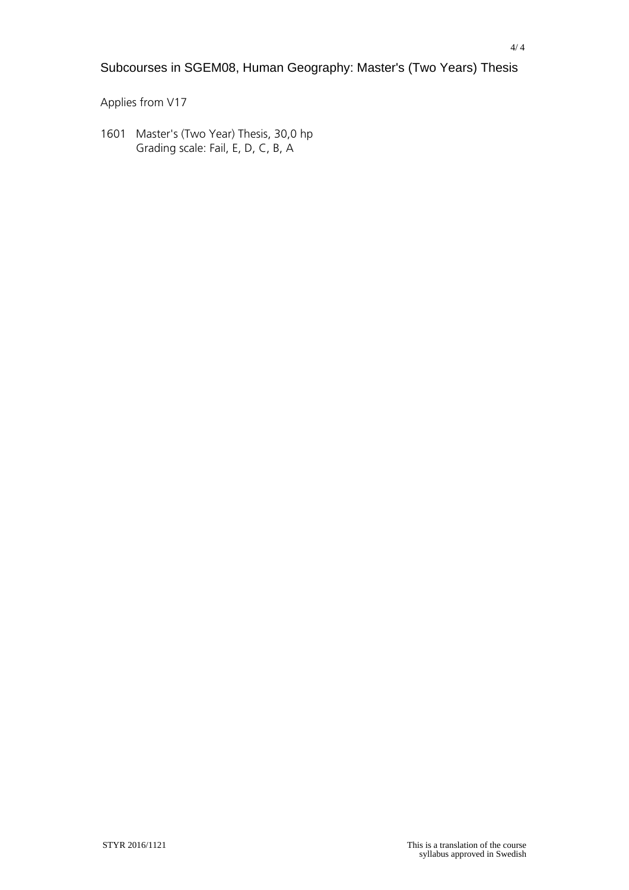## Subcourses in SGEM08, Human Geography: Master's (Two Years) Thesis

Applies from V17

1601 Master's (Two Year) Thesis, 30,0 hp
Grading scale: Fail, E, D, C, B, A

STYR 2016/1121

This is a translation of the course syllabus approved in Swedish